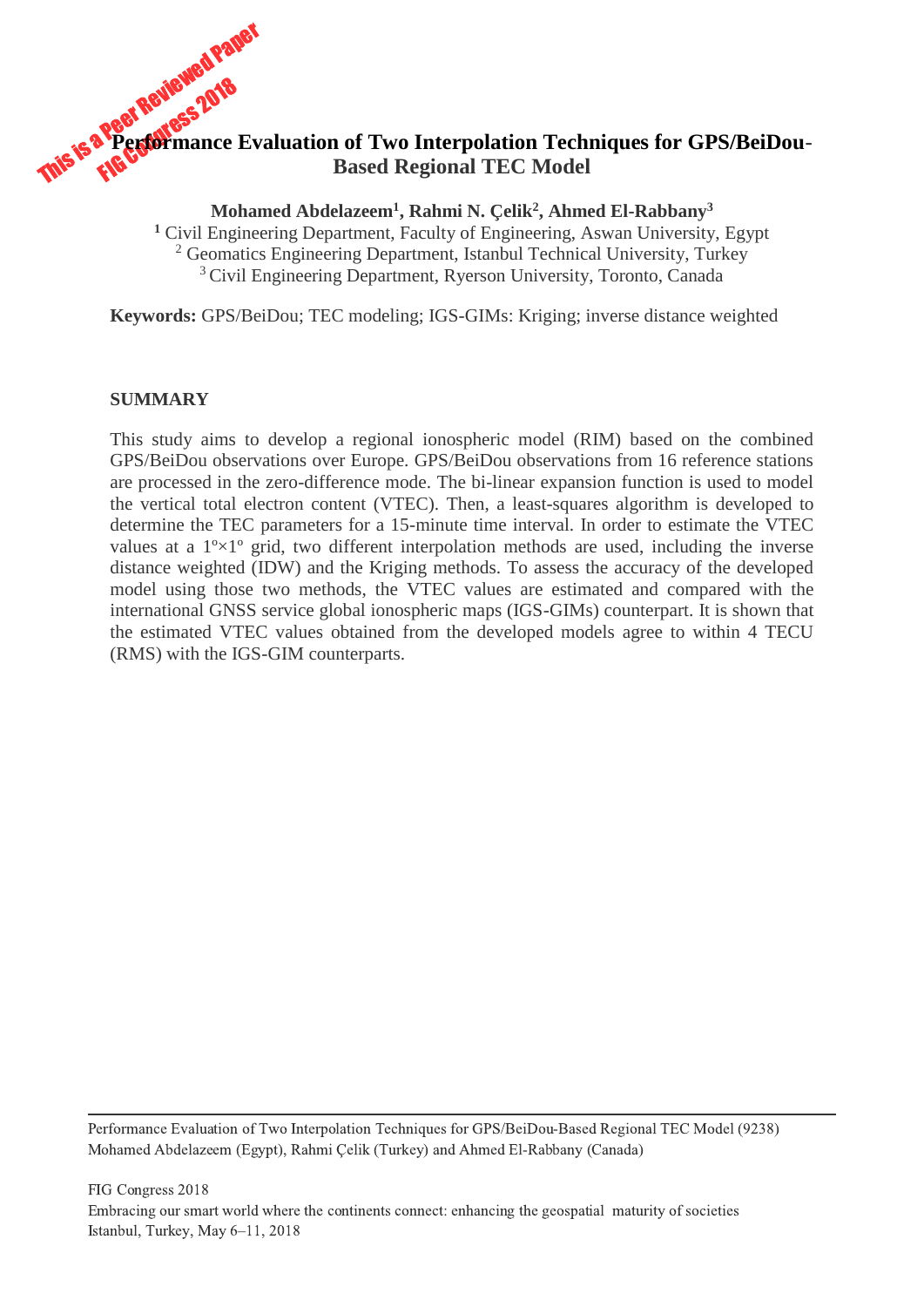# Performance Evaluation of Two Interpolation Techniques for GPS/BeiDou-Based Regional TEC Model

**Mohamed Abdelazeem[1], Rahmi N. Çelik[2], Ahmed El-Rabbany[3]**

[1] Civil Engineering Department, Faculty of Engineering, Aswan University, Egypt
[2] Geomatics Engineering Department, Istanbul Technical University, Turkey
[3] Civil Engineering Department, Ryerson University, Toronto, Canada

**Keywords:** GPS/BeiDou; TEC modeling; IGS-GIMs: Kriging; inverse distance weighted

## SUMMARY

This study aims to develop a regional ionospheric model (RIM) based on the combined GPS/BeiDou observations over Europe. GPS/BeiDou observations from 16 reference stations are processed in the zero-difference mode. The bi-linear expansion function is used to model the vertical total electron content (VTEC). Then, a least-squares algorithm is developed to determine the TEC parameters for a 15-minute time interval. In order to estimate the VTEC values at a 1º×1º grid, two different interpolation methods are used, including the inverse distance weighted (IDW) and the Kriging methods. To assess the accuracy of the developed model using those two methods, the VTEC values are estimated and compared with the international GNSS service global ionospheric maps (IGS-GIMs) counterpart. It is shown that the estimated VTEC values obtained from the developed models agree to within 4 TECU (RMS) with the IGS-GIM counterparts.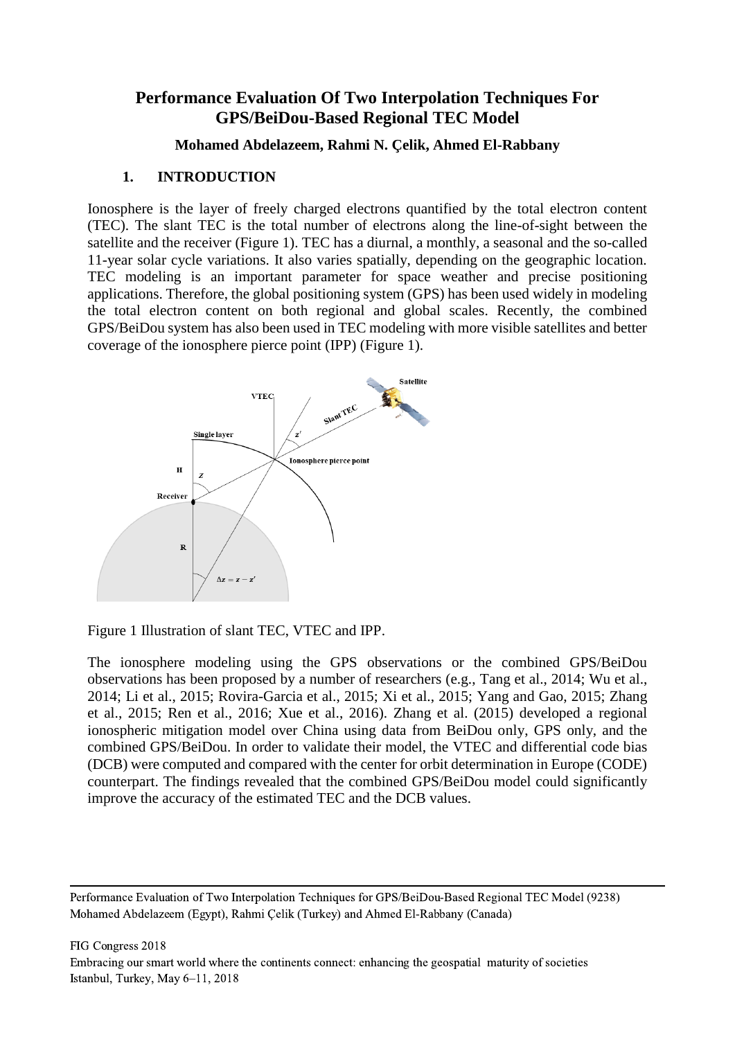# Performance Evaluation Of Two Interpolation Techniques For GPS/BeiDou-Based Regional TEC Model

**Mohamed Abdelazeem, Rahmi N. Çelik, Ahmed El-Rabbany**

## 1. INTRODUCTION

Ionosphere is the layer of freely charged electrons quantified by the total electron content (TEC). The slant TEC is the total number of electrons along the line-of-sight between the satellite and the receiver (Figure 1). TEC has a diurnal, a monthly, a seasonal and the so-called 11-year solar cycle variations. It also varies spatially, depending on the geographic location. TEC modeling is an important parameter for space weather and precise positioning applications. Therefore, the global positioning system (GPS) has been used widely in modeling the total electron content on both regional and global scales. Recently, the combined GPS/BeiDou system has also been used in TEC modeling with more visible satellites and better coverage of the ionosphere pierce point (IPP) (Figure 1).

Figure 1 Illustration of slant TEC, VTEC and IPP.

The ionosphere modeling using the GPS observations or the combined GPS/BeiDou observations has been proposed by a number of researchers (e.g., Tang et al., 2014; Wu et al., 2014; Li et al., 2015; Rovira-Garcia et al., 2015; Xi et al., 2015; Yang and Gao, 2015; Zhang et al., 2015; Ren et al., 2016; Xue et al., 2016). Zhang et al. (2015) developed a regional ionospheric mitigation model over China using data from BeiDou only, GPS only, and the combined GPS/BeiDou. In order to validate their model, the VTEC and differential code bias (DCB) were computed and compared with the center for orbit determination in Europe (CODE) counterpart. The findings revealed that the combined GPS/BeiDou model could significantly improve the accuracy of the estimated TEC and the DCB values.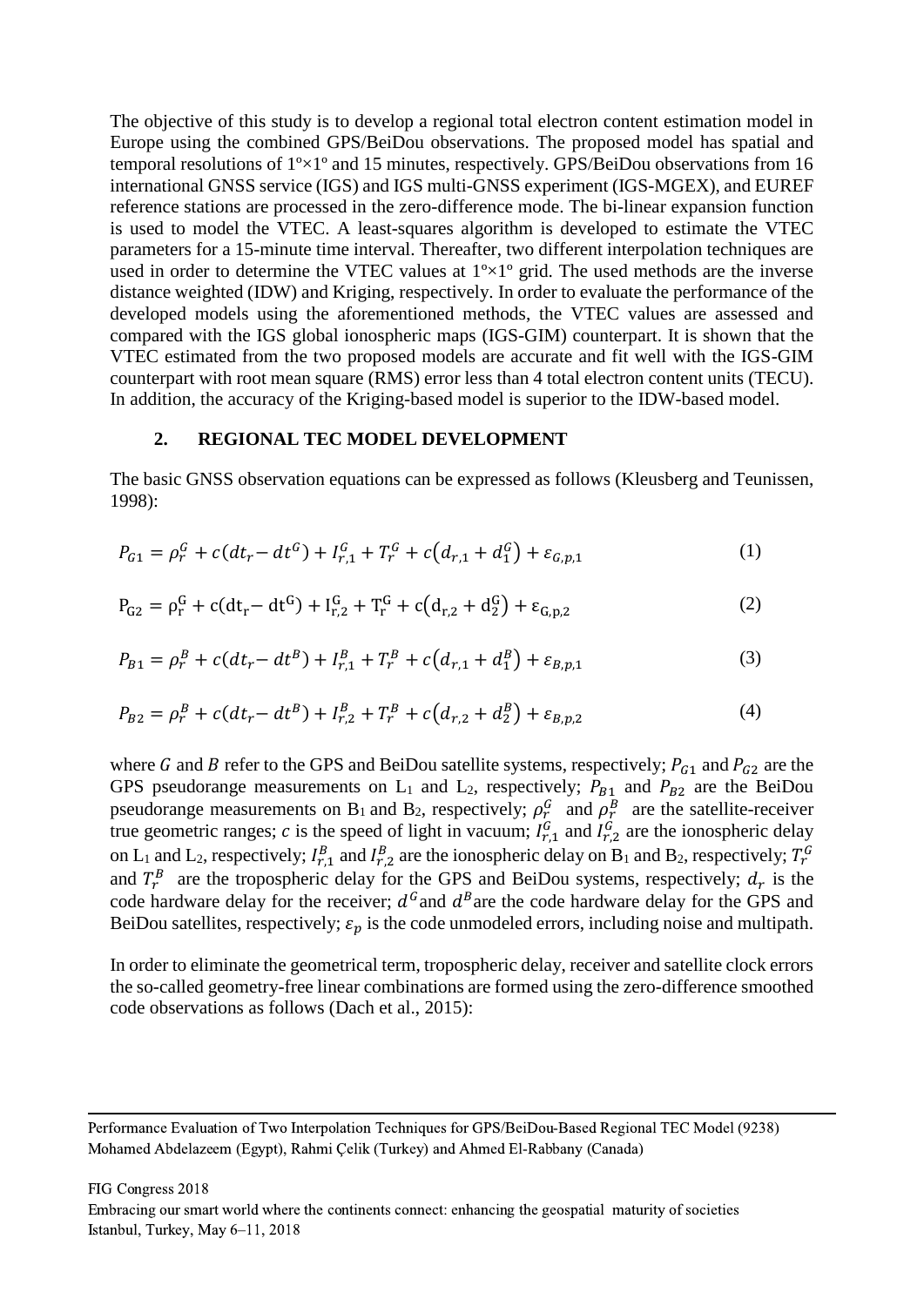The objective of this study is to develop a regional total electron content estimation model in Europe using the combined GPS/BeiDou observations. The proposed model has spatial and temporal resolutions of 1º×1º and 15 minutes, respectively. GPS/BeiDou observations from 16 international GNSS service (IGS) and IGS multi-GNSS experiment (IGS-MGEX), and EUREF reference stations are processed in the zero-difference mode. The bi-linear expansion function is used to model the VTEC. A least-squares algorithm is developed to estimate the VTEC parameters for a 15-minute time interval. Thereafter, two different interpolation techniques are used in order to determine the VTEC values at 1º×1º grid. The used methods are the inverse distance weighted (IDW) and Kriging, respectively. In order to evaluate the performance of the developed models using the aforementioned methods, the VTEC values are assessed and compared with the IGS global ionospheric maps (IGS-GIM) counterpart. It is shown that the VTEC estimated from the two proposed models are accurate and fit well with the IGS-GIM counterpart with root mean square (RMS) error less than 4 total electron content units (TECU). In addition, the accuracy of the Kriging-based model is superior to the IDW-based model.

## 2. REGIONAL TEC MODEL DEVELOPMENT

The basic GNSS observation equations can be expressed as follows (Kleusberg and Teunissen, 1998):

$$P_{G1} = \rho_r^G + c(dt_r - dt^G) + I_{r,1}^G + T_r^G + c\left(d_{r,1} + d_1^G\right) + \varepsilon_{G,p,1} \quad (1)$$

$$P_{G2} = \rho_r^G + c(dt_r - dt^G) + I_{r,2}^G + T_r^G + c\left(d_{r,2} + d_2^G\right) + \varepsilon_{G,p,2} \quad (2)$$

$$P_{B1} = \rho_r^B + c(dt_r - dt^B) + I_{r,1}^B + T_r^B + c\left(d_{r,1} + d_1^B\right) + \varepsilon_{B,p,1} \quad (3)$$

$$P_{B2} = \rho_r^B + c(dt_r - dt^B) + I_{r,2}^B + T_r^B + c\left(d_{r,2} + d_2^B\right) + \varepsilon_{B,p,2} \quad (4)$$

where $G$ and $B$ refer to the GPS and BeiDou satellite systems, respectively; $P_{G1}$ and $P_{G2}$ are the GPS pseudorange measurements on $L_1$ and $L_2$, respectively; $P_{B1}$ and $P_{B2}$ are the BeiDou pseudorange measurements on $B_1$ and $B_2$, respectively; $\rho_r^G$ and $\rho_r^B$ are the satellite-receiver true geometric ranges; $c$ is the speed of light in vacuum; $I_{r,1}^G$ and $I_{r,2}^G$ are the ionospheric delay on $L_1$ and $L_2$, respectively; $I_{r,1}^B$ and $I_{r,2}^B$ are the ionospheric delay on $B_1$ and $B_2$, respectively; $T_r^G$ and $T_r^B$ are the tropospheric delay for the GPS and BeiDou systems, respectively; $d_r$ is the code hardware delay for the receiver; $d^G$ and $d^B$ are the code hardware delay for the GPS and BeiDou satellites, respectively; $\varepsilon_p$ is the code unmodeled errors, including noise and multipath.

In order to eliminate the geometrical term, tropospheric delay, receiver and satellite clock errors the so-called geometry-free linear combinations are formed using the zero-difference smoothed code observations as follows (Dach et al., 2015):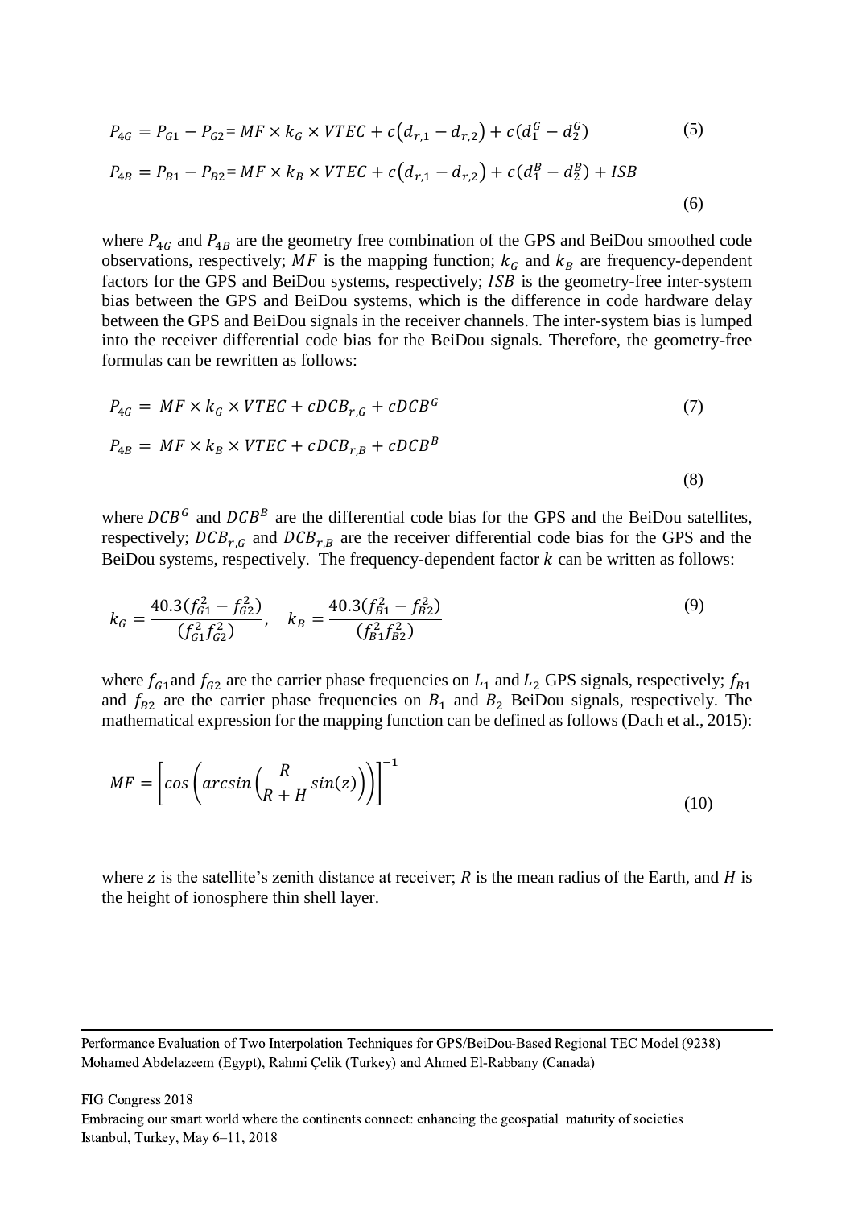$$P_{4G} = P_{G1} - P_{G2} = MF \times k_G \times VTEC + c\left(d_{r,1} - d_{r,2}\right) + c(d_1^G - d_2^G) \tag{5}$$

$$P_{4B} = P_{B1} - P_{B2} = MF \times k_B \times VTEC + c\left(d_{r,1} - d_{r,2}\right) + c(d_1^B - d_2^B) + ISB \tag{6}$$

where $P_{4G}$ and $P_{4B}$ are the geometry free combination of the GPS and BeiDou smoothed code observations, respectively; $MF$ is the mapping function; $k_G$ and $k_B$ are frequency-dependent factors for the GPS and BeiDou systems, respectively; $ISB$ is the geometry-free inter-system bias between the GPS and BeiDou systems, which is the difference in code hardware delay between the GPS and BeiDou signals in the receiver channels. The inter-system bias is lumped into the receiver differential code bias for the BeiDou signals. Therefore, the geometry-free formulas can be rewritten as follows:

$$P_{4G} = MF \times k_G \times VTEC + cDCB_{r,G} + cDCB^G \tag{7}$$

$$P_{4B} = MF \times k_B \times VTEC + cDCB_{r,B} + cDCB^B \tag{8}$$

where $DCB^G$ and $DCB^B$ are the differential code bias for the GPS and the BeiDou satellites, respectively; $DCB_{r,G}$ and $DCB_{r,B}$ are the receiver differential code bias for the GPS and the BeiDou systems, respectively. The frequency-dependent factor $k$ can be written as follows:

$$k_G = \frac{40.3(f_{G1}^2 - f_{G2}^2)}{(f_{G1}^2 f_{G2}^2)}, \quad k_B = \frac{40.3(f_{B1}^2 - f_{B2}^2)}{(f_{B1}^2 f_{B2}^2)} \tag{9}$$

where $f_{G1}$ and $f_{G2}$ are the carrier phase frequencies on $L_1$ and $L_2$ GPS signals, respectively; $f_{B1}$ and $f_{B2}$ are the carrier phase frequencies on $B_1$ and $B_2$ BeiDou signals, respectively. The mathematical expression for the mapping function can be defined as follows (Dach et al., 2015):

$$MF = \left[cos\left(arcsin\left(\frac{R}{R+H} sin(z)\right)\right)\right]^{-1} \tag{10}$$

where $z$ is the satellite's zenith distance at receiver; $R$ is the mean radius of the Earth, and $H$ is the height of ionosphere thin shell layer.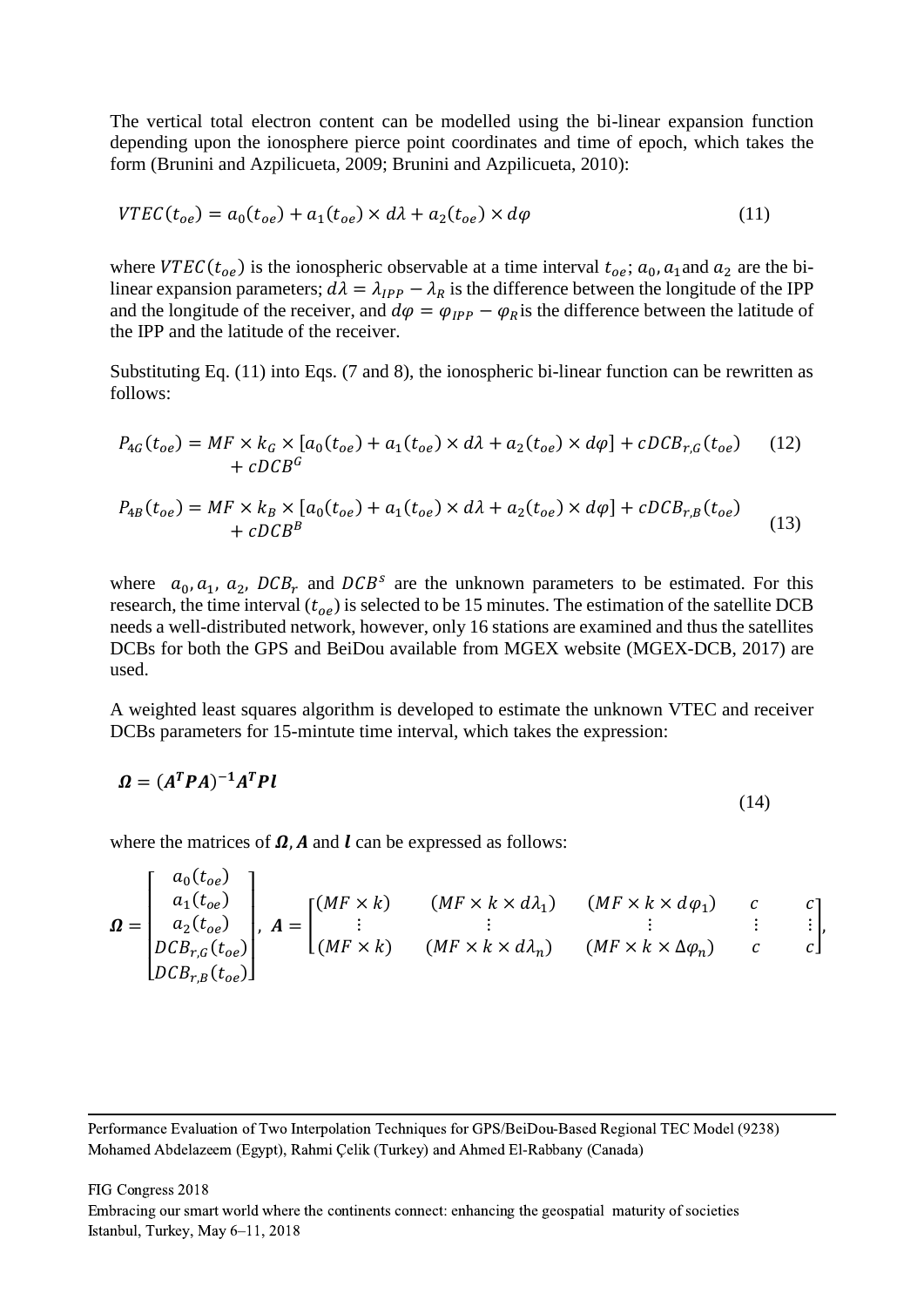The vertical total electron content can be modelled using the bi-linear expansion function depending upon the ionosphere pierce point coordinates and time of epoch, which takes the form (Brunini and Azpilicueta, 2009; Brunini and Azpilicueta, 2010):

$$VTEC(t_{oe}) = a_0(t_{oe}) + a_1(t_{oe}) \times d\lambda + a_2(t_{oe}) \times d\varphi \tag{11}$$

where $VTEC(t_{oe})$ is the ionospheric observable at a time interval $t_{oe}$; $a_0, a_1$ and $a_2$ are the bi-linear expansion parameters; $d\lambda = \lambda_{IPP} - \lambda_R$ is the difference between the longitude of the IPP and the longitude of the receiver, and $d\varphi = \varphi_{IPP} - \varphi_R$ is the difference between the latitude of the IPP and the latitude of the receiver.

Substituting Eq. (11) into Eqs. (7 and 8), the ionospheric bi-linear function can be rewritten as follows:

$$P_{4G}(t_{oe}) = MF \times k_G \times [a_0(t_{oe}) + a_1(t_{oe}) \times d\lambda + a_2(t_{oe}) \times d\varphi] + cDCB_{r,G}(t_{oe}) + cDCB^G \tag{12}$$

$$P_{4B}(t_{oe}) = MF \times k_B \times [a_0(t_{oe}) + a_1(t_{oe}) \times d\lambda + a_2(t_{oe}) \times d\varphi] + cDCB_{r,B}(t_{oe}) + cDCB^B \tag{13}$$

where $a_0, a_1, a_2, DCB_r$ and $DCB^s$ are the unknown parameters to be estimated. For this research, the time interval ($t_{oe}$) is selected to be 15 minutes. The estimation of the satellite DCB needs a well-distributed network, however, only 16 stations are examined and thus the satellites DCBs for both the GPS and BeiDou available from MGEX website (MGEX-DCB, 2017) are used.

A weighted least squares algorithm is developed to estimate the unknown VTEC and receiver DCBs parameters for 15-mintute time interval, which takes the expression:

$$\boldsymbol{\Omega} = (\boldsymbol{A}^T\boldsymbol{P}\boldsymbol{A})^{-1}\boldsymbol{A}^T\boldsymbol{P}\boldsymbol{l} \tag{14}$$

where the matrices of $\boldsymbol{\Omega}, \boldsymbol{A}$ and $\boldsymbol{l}$ can be expressed as follows:

$$\boldsymbol{\Omega} = \begin{bmatrix} a_0(t_{oe}) \\ a_1(t_{oe}) \\ a_2(t_{oe}) \\ DCB_{r,G}(t_{oe}) \\ DCB_{r,B}(t_{oe}) \end{bmatrix}, \quad \boldsymbol{A} = \begin{bmatrix} (MF \times k) & (MF \times k \times d\lambda_1) & (MF \times k \times d\varphi_1) & c & c \\ \vdots & \vdots & \vdots & \vdots & \vdots \\ (MF \times k) & (MF \times k \times d\lambda_n) & (MF \times k \times \Delta\varphi_n) & c & c \end{bmatrix},$$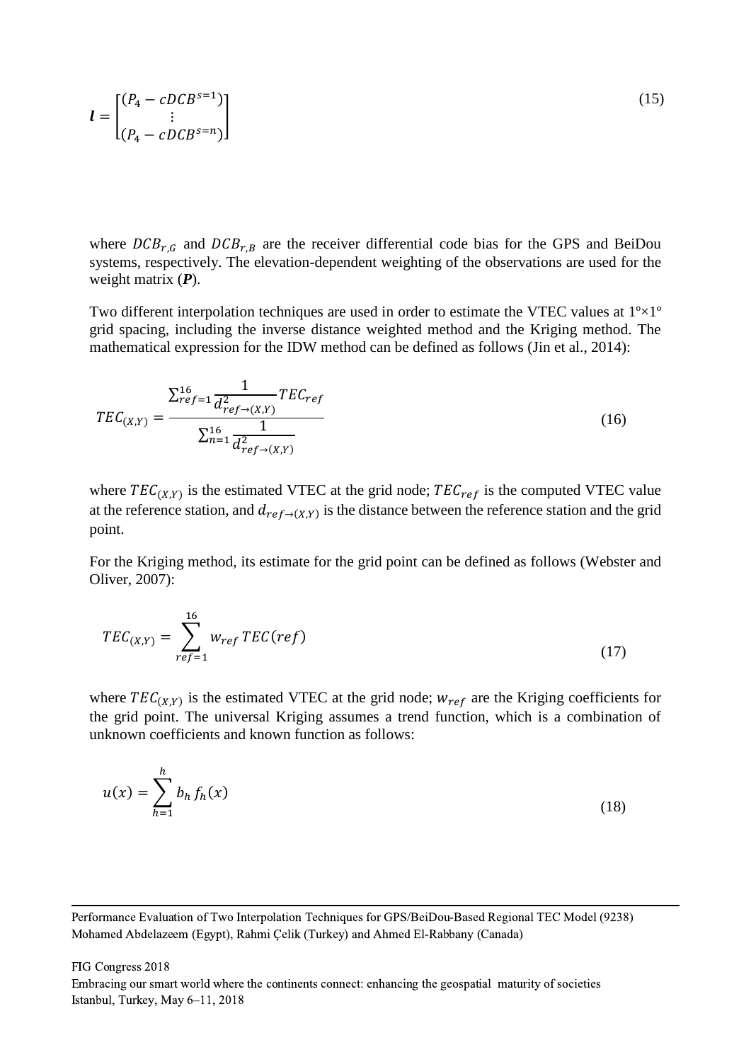$$\boldsymbol{l} = \begin{bmatrix} (P_4 - cDCB^{s=1}) \\ \vdots \\ (P_4 - cDCB^{s=n}) \end{bmatrix} \tag{15}$$

where $DCB_{r,G}$ and $DCB_{r,B}$ are the receiver differential code bias for the GPS and BeiDou systems, respectively. The elevation-dependent weighting of the observations are used for the weight matrix (***P***).

Two different interpolation techniques are used in order to estimate the VTEC values at 1º×1º grid spacing, including the inverse distance weighted method and the Kriging method. The mathematical expression for the IDW method can be defined as follows (Jin et al., 2014):

$$TEC_{(X,Y)} = \frac{\sum_{ref=1}^{16} \frac{1}{d_{ref\to(X,Y)}^{2}} TEC_{ref}}{\sum_{n=1}^{16} \frac{1}{d_{ref\to(X,Y)}^{2}}} \tag{16}$$

where $TEC_{(X,Y)}$ is the estimated VTEC at the grid node; $TEC_{ref}$ is the computed VTEC value at the reference station, and $d_{ref\to(X,Y)}$ is the distance between the reference station and the grid point.

For the Kriging method, its estimate for the grid point can be defined as follows (Webster and Oliver, 2007):

$$TEC_{(X,Y)} = \sum_{ref=1}^{16} w_{ref}\, TEC(ref) \tag{17}$$

where $TEC_{(X,Y)}$ is the estimated VTEC at the grid node; $w_{ref}$ are the Kriging coefficients for the grid point. The universal Kriging assumes a trend function, which is a combination of unknown coefficients and known function as follows:

$$u(x) = \sum_{h=1}^{h} b_h\, f_h(x) \tag{18}$$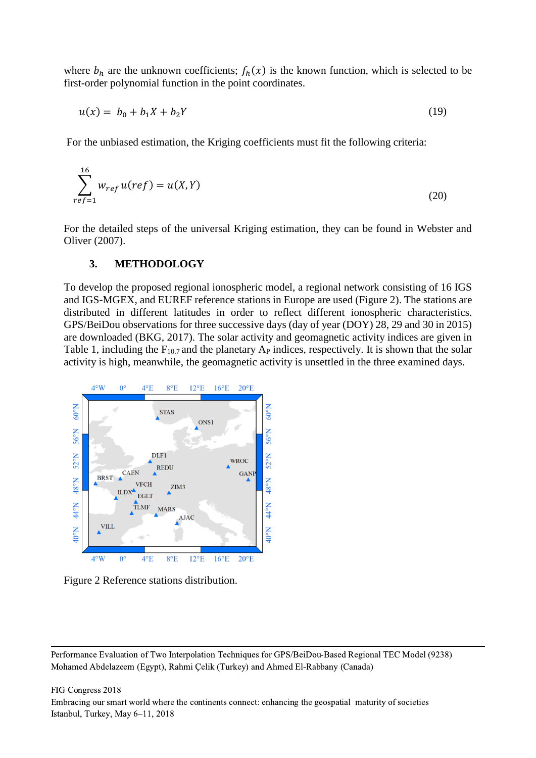where $b_h$ are the unknown coefficients; $f_h(x)$ is the known function, which is selected to be first-order polynomial function in the point coordinates.

$$u(x) = b_0 + b_1 X + b_2 Y \tag{19}$$

For the unbiased estimation, the Kriging coefficients must fit the following criteria:

$$\sum_{ref=1}^{16} w_{ref}\, u(ref) = u(X, Y) \tag{20}$$

For the detailed steps of the universal Kriging estimation, they can be found in Webster and Oliver (2007).

## 3. METHODOLOGY

To develop the proposed regional ionospheric model, a regional network consisting of 16 IGS and IGS-MGEX, and EUREF reference stations in Europe are used (Figure 2). The stations are distributed in different latitudes in order to reflect different ionospheric characteristics. GPS/BeiDou observations for three successive days (day of year (DOY) 28, 29 and 30 in 2015) are downloaded (BKG, 2017). The solar activity and geomagnetic activity indices are given in Table 1, including the $F_{10.7}$ and the planetary $A_P$ indices, respectively. It is shown that the solar activity is high, meanwhile, the geomagnetic activity is unsettled in the three examined days.

Figure 2 Reference stations distribution.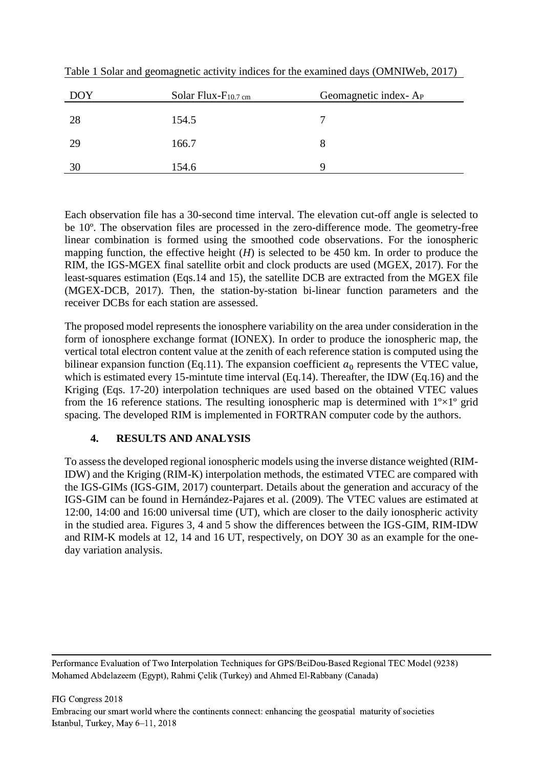Table 1 Solar and geomagnetic activity indices for the examined days (OMNIWeb, 2017)

| DOY | Solar Flux-$F_{10.7\ cm}$ | Geomagnetic index- $A_P$ |
|---|---|---|
| 28 | 154.5 | 7 |
| 29 | 166.7 | 8 |
| 30 | 154.6 | 9 |

Each observation file has a 30-second time interval. The elevation cut-off angle is selected to be 10º. The observation files are processed in the zero-difference mode. The geometry-free linear combination is formed using the smoothed code observations. For the ionospheric mapping function, the effective height (*H*) is selected to be 450 km. In order to produce the RIM, the IGS-MGEX final satellite orbit and clock products are used (MGEX, 2017). For the least-squares estimation (Eqs.14 and 15), the satellite DCB are extracted from the MGEX file (MGEX-DCB, 2017). Then, the station-by-station bi-linear function parameters and the receiver DCBs for each station are assessed.

The proposed model represents the ionosphere variability on the area under consideration in the form of ionosphere exchange format (IONEX). In order to produce the ionospheric map, the vertical total electron content value at the zenith of each reference station is computed using the bilinear expansion function (Eq.11). The expansion coefficient $a_0$ represents the VTEC value, which is estimated every 15-mintute time interval (Eq.14). Thereafter, the IDW (Eq.16) and the Kriging (Eqs. 17-20) interpolation techniques are used based on the obtained VTEC values from the 16 reference stations. The resulting ionospheric map is determined with 1º×1º grid spacing. The developed RIM is implemented in FORTRAN computer code by the authors.

## 4. RESULTS AND ANALYSIS

To assess the developed regional ionospheric models using the inverse distance weighted (RIM-IDW) and the Kriging (RIM-K) interpolation methods, the estimated VTEC are compared with the IGS-GIMs (IGS-GIM, 2017) counterpart. Details about the generation and accuracy of the IGS-GIM can be found in Hernández-Pajares et al. (2009). The VTEC values are estimated at 12:00, 14:00 and 16:00 universal time (UT), which are closer to the daily ionospheric activity in the studied area. Figures 3, 4 and 5 show the differences between the IGS-GIM, RIM-IDW and RIM-K models at 12, 14 and 16 UT, respectively, on DOY 30 as an example for the one-day variation analysis.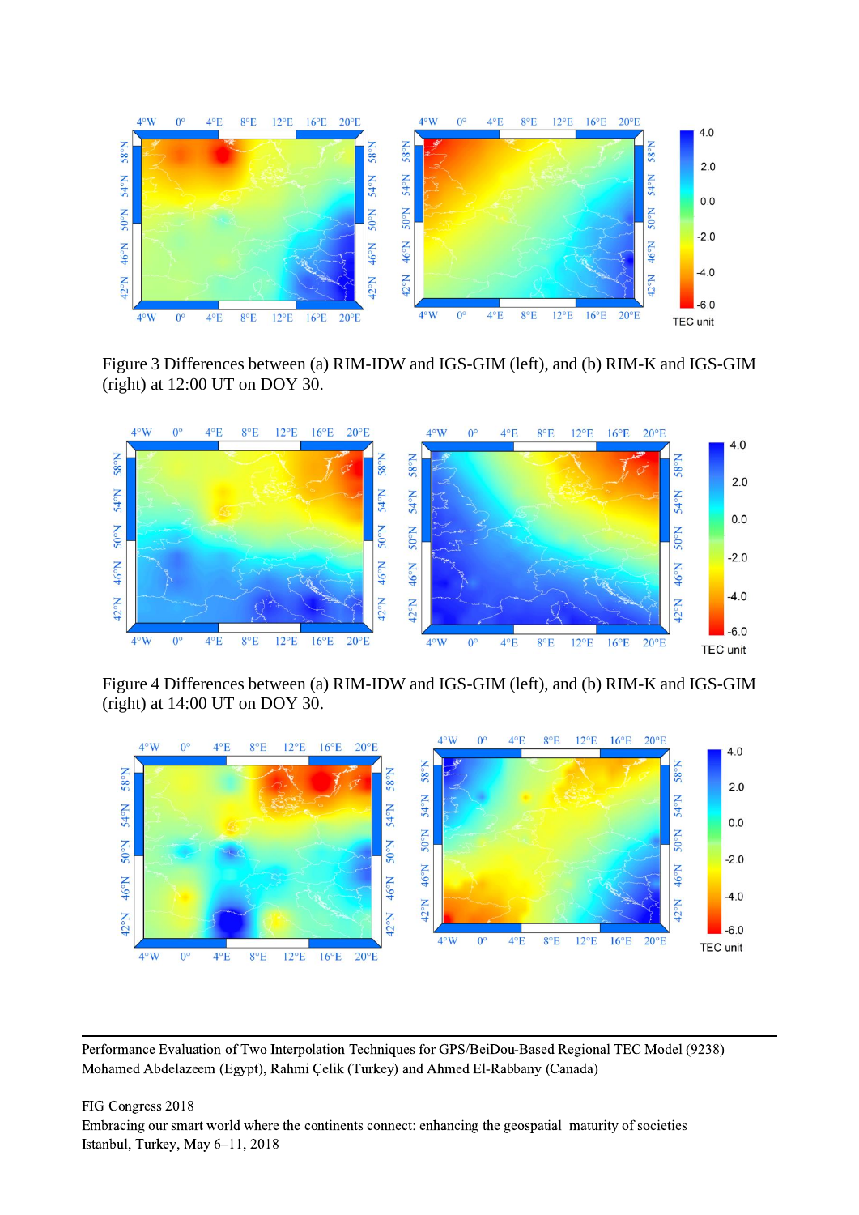Figure 3 Differences between (a) RIM-IDW and IGS-GIM (left), and (b) RIM-K and IGS-GIM (right) at 12:00 UT on DOY 30.

Figure 4 Differences between (a) RIM-IDW and IGS-GIM (left), and (b) RIM-K and IGS-GIM (right) at 14:00 UT on DOY 30.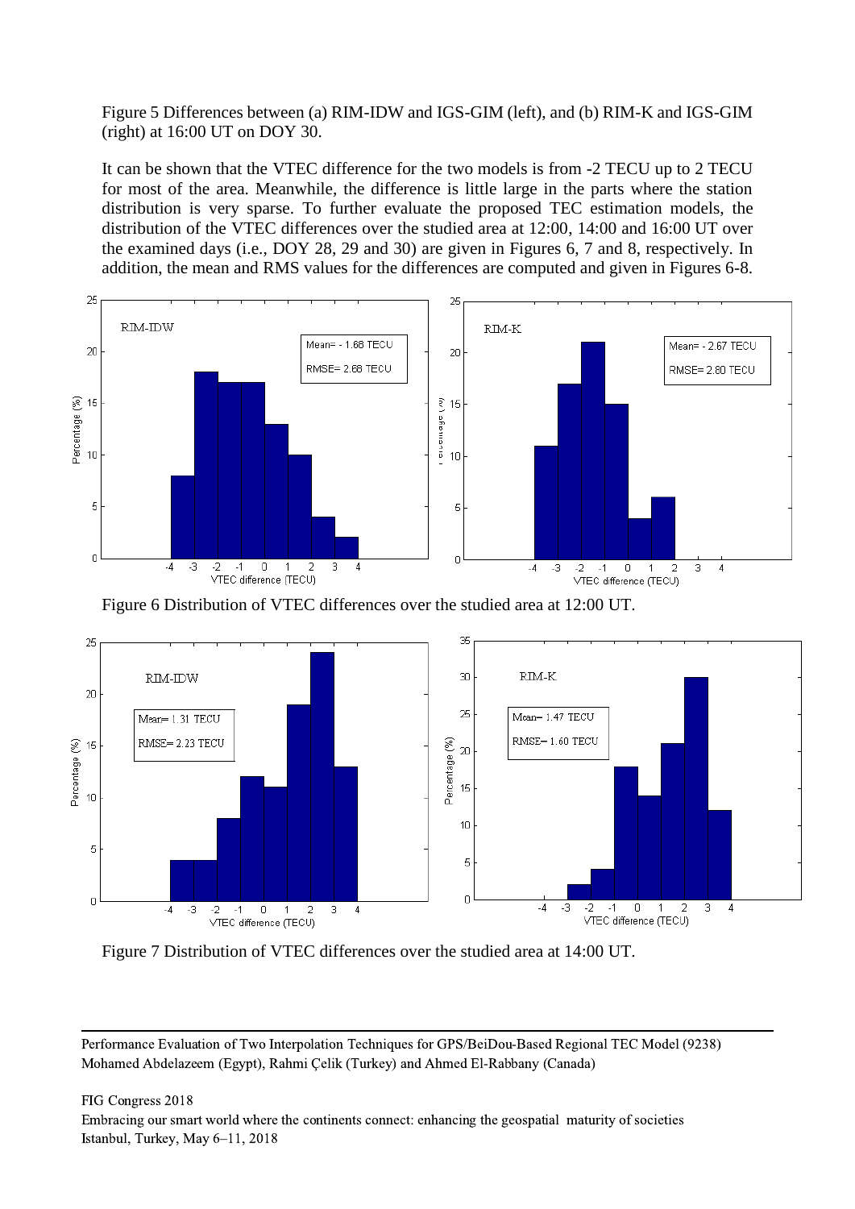Figure 5 Differences between (a) RIM-IDW and IGS-GIM (left), and (b) RIM-K and IGS-GIM (right) at 16:00 UT on DOY 30.

It can be shown that the VTEC difference for the two models is from -2 TECU up to 2 TECU for most of the area. Meanwhile, the difference is little large in the parts where the station distribution is very sparse. To further evaluate the proposed TEC estimation models, the distribution of the VTEC differences over the studied area at 12:00, 14:00 and 16:00 UT over the examined days (i.e., DOY 28, 29 and 30) are given in Figures 6, 7 and 8, respectively. In addition, the mean and RMS values for the differences are computed and given in Figures 6-8.

Figure 6 Distribution of VTEC differences over the studied area at 12:00 UT.

Figure 7 Distribution of VTEC differences over the studied area at 14:00 UT.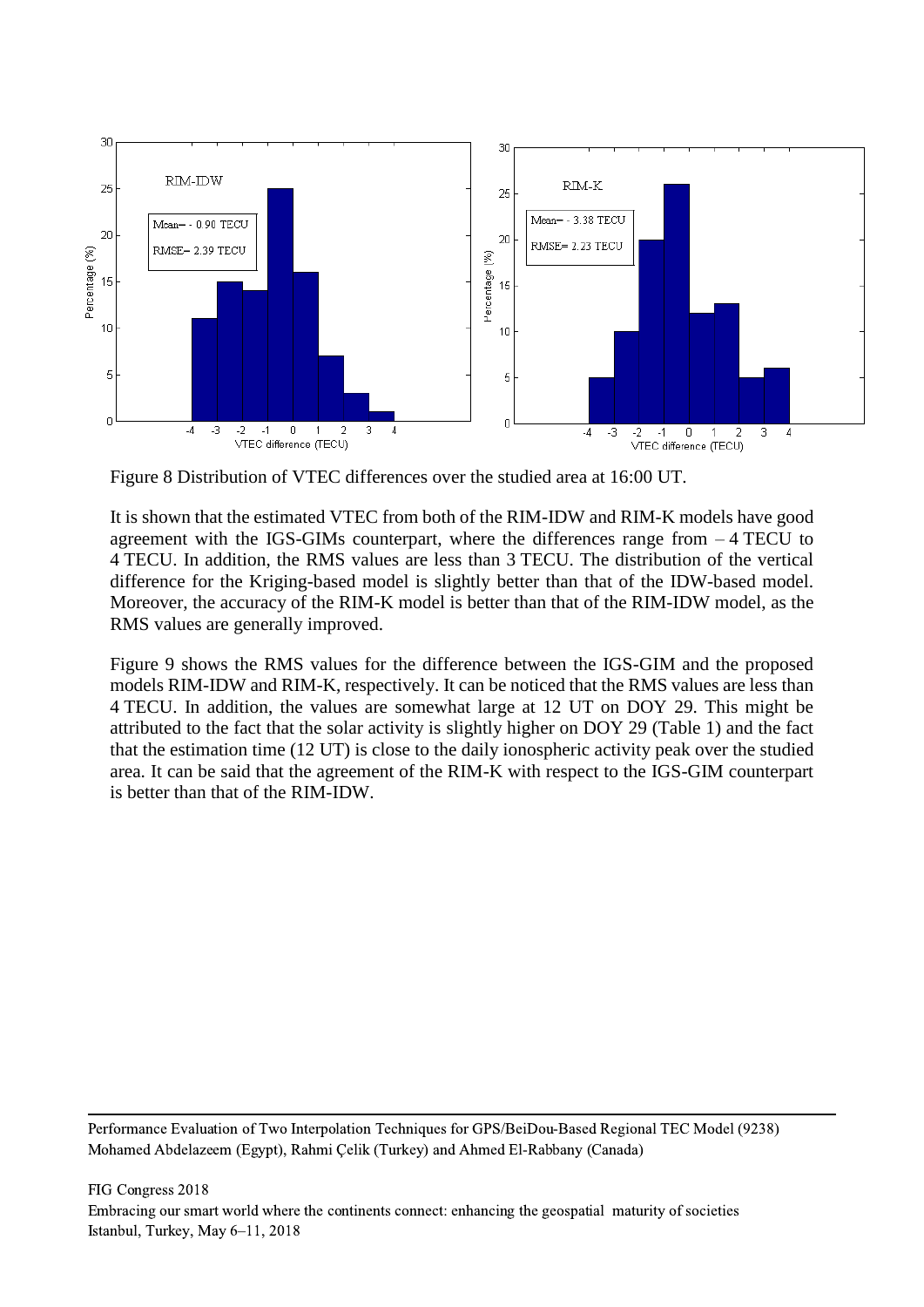Figure 8 Distribution of VTEC differences over the studied area at 16:00 UT.

It is shown that the estimated VTEC from both of the RIM-IDW and RIM-K models have good agreement with the IGS-GIMs counterpart, where the differences range from – 4 TECU to 4 TECU. In addition, the RMS values are less than 3 TECU. The distribution of the vertical difference for the Kriging-based model is slightly better than that of the IDW-based model. Moreover, the accuracy of the RIM-K model is better than that of the RIM-IDW model, as the RMS values are generally improved.

Figure 9 shows the RMS values for the difference between the IGS-GIM and the proposed models RIM-IDW and RIM-K, respectively. It can be noticed that the RMS values are less than 4 TECU. In addition, the values are somewhat large at 12 UT on DOY 29. This might be attributed to the fact that the solar activity is slightly higher on DOY 29 (Table 1) and the fact that the estimation time (12 UT) is close to the daily ionospheric activity peak over the studied area. It can be said that the agreement of the RIM-K with respect to the IGS-GIM counterpart is better than that of the RIM-IDW.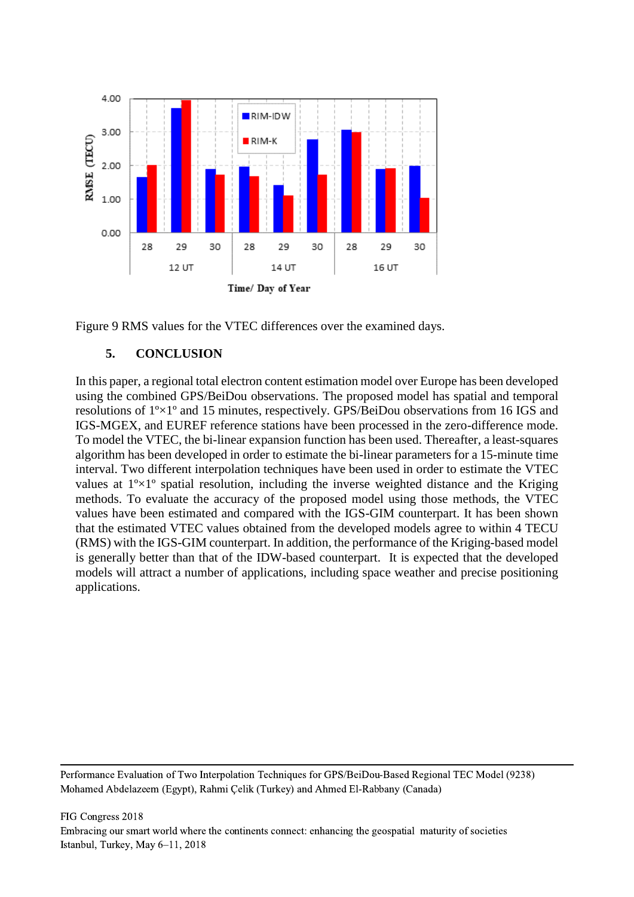Figure 9 RMS values for the VTEC differences over the examined days.

## 5. CONCLUSION

In this paper, a regional total electron content estimation model over Europe has been developed using the combined GPS/BeiDou observations. The proposed model has spatial and temporal resolutions of $1^{o}\times1^{o}$ and 15 minutes, respectively. GPS/BeiDou observations from 16 IGS and IGS-MGEX, and EUREF reference stations have been processed in the zero-difference mode. To model the VTEC, the bi-linear expansion function has been used. Thereafter, a least-squares algorithm has been developed in order to estimate the bi-linear parameters for a 15-minute time interval. Two different interpolation techniques have been used in order to estimate the VTEC values at $1^{o}\times1^{o}$ spatial resolution, including the inverse weighted distance and the Kriging methods. To evaluate the accuracy of the proposed model using those methods, the VTEC values have been estimated and compared with the IGS-GIM counterpart. It has been shown that the estimated VTEC values obtained from the developed models agree to within 4 TECU (RMS) with the IGS-GIM counterpart. In addition, the performance of the Kriging-based model is generally better than that of the IDW-based counterpart. It is expected that the developed models will attract a number of applications, including space weather and precise positioning applications.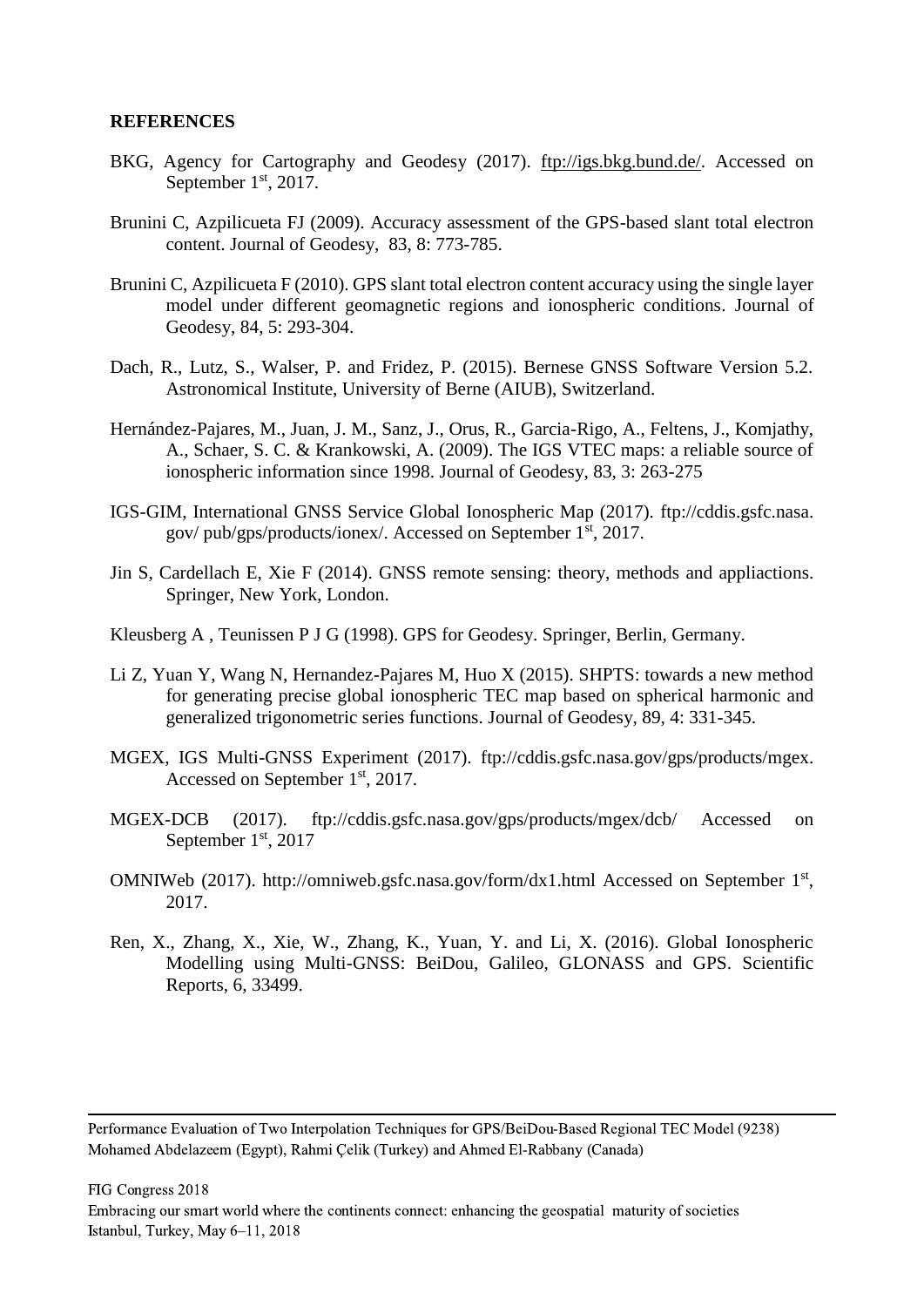## REFERENCES

BKG, Agency for Cartography and Geodesy (2017). ftp://igs.bkg.bund.de/. Accessed on September 1st, 2017.

Brunini C, Azpilicueta FJ (2009). Accuracy assessment of the GPS-based slant total electron content. Journal of Geodesy, 83, 8: 773-785.

Brunini C, Azpilicueta F (2010). GPS slant total electron content accuracy using the single layer model under different geomagnetic regions and ionospheric conditions. Journal of Geodesy, 84, 5: 293-304.

Dach, R., Lutz, S., Walser, P. and Fridez, P. (2015). Bernese GNSS Software Version 5.2. Astronomical Institute, University of Berne (AIUB), Switzerland.

Hernández-Pajares, M., Juan, J. M., Sanz, J., Orus, R., Garcia-Rigo, A., Feltens, J., Komjathy, A., Schaer, S. C. & Krankowski, A. (2009). The IGS VTEC maps: a reliable source of ionospheric information since 1998. Journal of Geodesy, 83, 3: 263-275

IGS-GIM, International GNSS Service Global Ionospheric Map (2017). ftp://cddis.gsfc.nasa.gov/ pub/gps/products/ionex/. Accessed on September 1st, 2017.

Jin S, Cardellach E, Xie F (2014). GNSS remote sensing: theory, methods and appliactions. Springer, New York, London.

Kleusberg A , Teunissen P J G (1998). GPS for Geodesy. Springer, Berlin, Germany.

Li Z, Yuan Y, Wang N, Hernandez-Pajares M, Huo X (2015). SHPTS: towards a new method for generating precise global ionospheric TEC map based on spherical harmonic and generalized trigonometric series functions. Journal of Geodesy, 89, 4: 331-345.

MGEX, IGS Multi-GNSS Experiment (2017). ftp://cddis.gsfc.nasa.gov/gps/products/mgex. Accessed on September 1st, 2017.

MGEX-DCB (2017). ftp://cddis.gsfc.nasa.gov/gps/products/mgex/dcb/ Accessed on September 1st, 2017

OMNIWeb (2017). http://omniweb.gsfc.nasa.gov/form/dx1.html Accessed on September 1st, 2017.

Ren, X., Zhang, X., Xie, W., Zhang, K., Yuan, Y. and Li, X. (2016). Global Ionospheric Modelling using Multi-GNSS: BeiDou, Galileo, GLONASS and GPS. Scientific Reports, 6, 33499.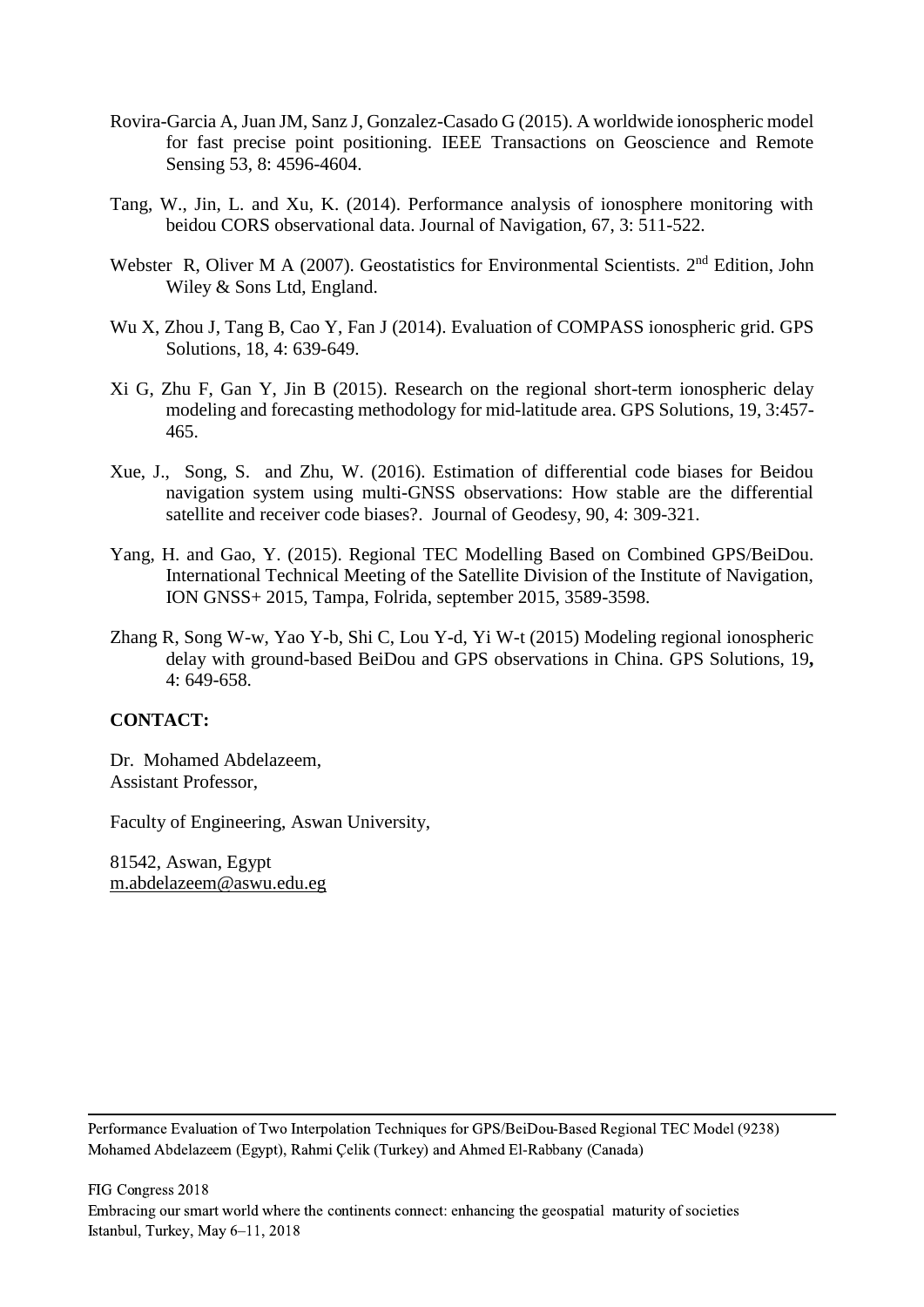Rovira-Garcia A, Juan JM, Sanz J, Gonzalez-Casado G (2015). A worldwide ionospheric model for fast precise point positioning. IEEE Transactions on Geoscience and Remote Sensing 53, 8: 4596-4604.

Tang, W., Jin, L. and Xu, K. (2014). Performance analysis of ionosphere monitoring with beidou CORS observational data. Journal of Navigation, 67, 3: 511-522.

Webster R, Oliver M A (2007). Geostatistics for Environmental Scientists. 2nd Edition, John Wiley & Sons Ltd, England.

Wu X, Zhou J, Tang B, Cao Y, Fan J (2014). Evaluation of COMPASS ionospheric grid. GPS Solutions, 18, 4: 639-649.

Xi G, Zhu F, Gan Y, Jin B (2015). Research on the regional short-term ionospheric delay modeling and forecasting methodology for mid-latitude area. GPS Solutions, 19, 3:457-465.

Xue, J., Song, S. and Zhu, W. (2016). Estimation of differential code biases for Beidou navigation system using multi-GNSS observations: How stable are the differential satellite and receiver code biases?. Journal of Geodesy, 90, 4: 309-321.

Yang, H. and Gao, Y. (2015). Regional TEC Modelling Based on Combined GPS/BeiDou. International Technical Meeting of the Satellite Division of the Institute of Navigation, ION GNSS+ 2015, Tampa, Folrida, september 2015, 3589-3598.

Zhang R, Song W-w, Yao Y-b, Shi C, Lou Y-d, Yi W-t (2015) Modeling regional ionospheric delay with ground-based BeiDou and GPS observations in China. GPS Solutions, 19**,** 4: 649-658.

**CONTACT:**

Dr. Mohamed Abdelazeem,
Assistant Professor,

Faculty of Engineering, Aswan University,

81542, Aswan, Egypt
m.abdelazeem@aswu.edu.eg